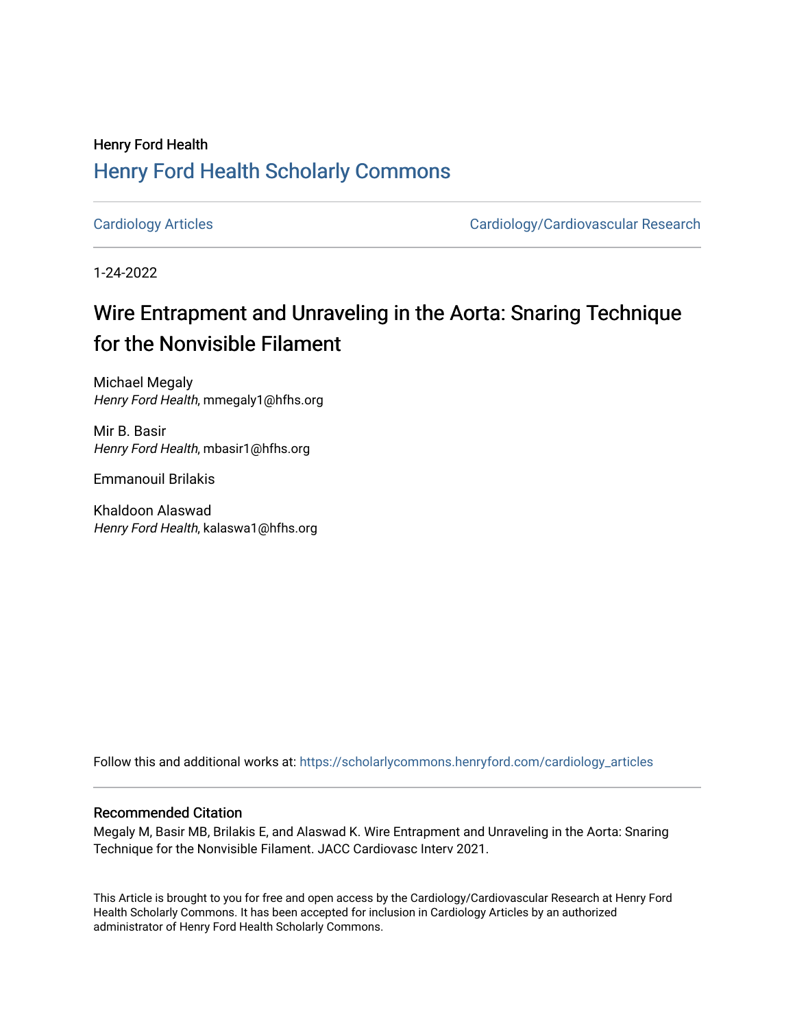Henry Ford Health

## Henry Ford Health Scholarly Commons

Cardiology Articles | Cardiology/Cardiovascular Research

1-24-2022

# Wire Entrapment and Unraveling in the Aorta: Snaring Technique for the Nonvisible Filament

Michael Megaly
*Henry Ford Health*, mmegaly1@hfhs.org

Mir B. Basir
*Henry Ford Health*, mbasir1@hfhs.org

Emmanouil Brilakis

Khaldoon Alaswad
*Henry Ford Health*, kalaswa1@hfhs.org

Follow this and additional works at: https://scholarlycommons.henryford.com/cardiology_articles

### Recommended Citation

Megaly M, Basir MB, Brilakis E, and Alaswad K. Wire Entrapment and Unraveling in the Aorta: Snaring Technique for the Nonvisible Filament. JACC Cardiovasc Interv 2021.

This Article is brought to you for free and open access by the Cardiology/Cardiovascular Research at Henry Ford Health Scholarly Commons. It has been accepted for inclusion in Cardiology Articles by an authorized administrator of Henry Ford Health Scholarly Commons.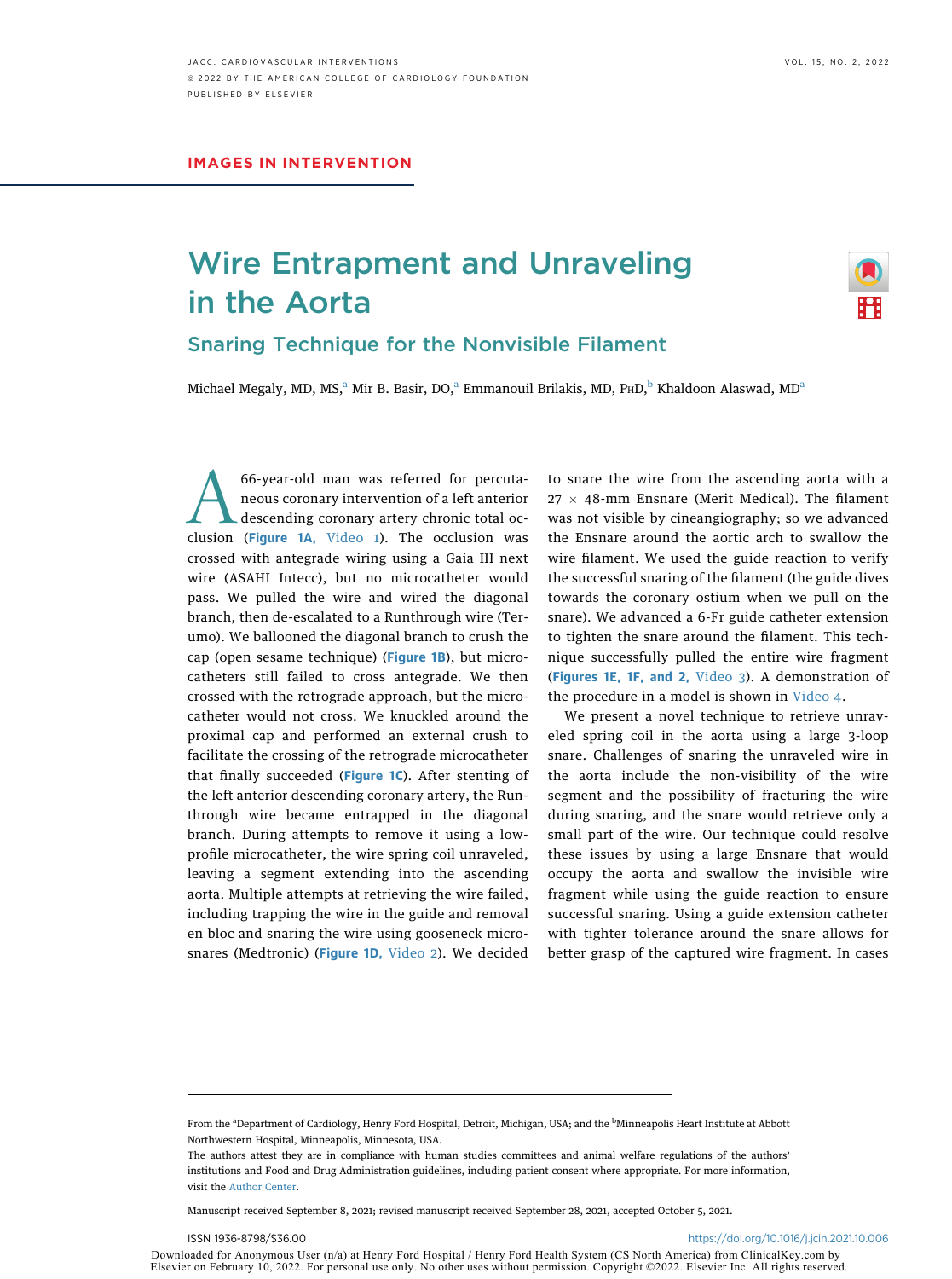# Wire Entrapment and Unraveling in the Aorta

## Snaring Technique for the Nonvisible Filament

Michael Megaly, MD, MS,[a] Mir B. Basir, DO,[a] Emmanouil Brilakis, MD, PhD,[b] Khaldoon Alaswad, MD[a]

A 66-year-old man was referred for percutaneous coronary intervention of a left anterior descending coronary artery chronic total occlusion (**Figure 1A,** Video 1). The occlusion was crossed with antegrade wiring using a Gaia III next wire (ASAHI Intecc), but no microcatheter would pass. We pulled the wire and wired the diagonal branch, then de-escalated to a Runthrough wire (Terumo). We ballooned the diagonal branch to crush the cap (open sesame technique) (**Figure 1B**), but microcatheters still failed to cross antegrade. We then crossed with the retrograde approach, but the microcatheter would not cross. We knuckled around the proximal cap and performed an external crush to facilitate the crossing of the retrograde microcatheter that finally succeeded (**Figure 1C**). After stenting of the left anterior descending coronary artery, the Runthrough wire became entrapped in the diagonal branch. During attempts to remove it using a low-profile microcatheter, the wire spring coil unraveled, leaving a segment extending into the ascending aorta. Multiple attempts at retrieving the wire failed, including trapping the wire in the guide and removal en bloc and snaring the wire using gooseneck microsnares (Medtronic) (**Figure 1D,** Video 2). We decided to snare the wire from the ascending aorta with a 27 × 48-mm Ensnare (Merit Medical). The filament was not visible by cineangiography; so we advanced the Ensnare around the aortic arch to swallow the wire filament. We used the guide reaction to verify the successful snaring of the filament (the guide dives towards the coronary ostium when we pull on the snare). We advanced a 6-Fr guide catheter extension to tighten the snare around the filament. This technique successfully pulled the entire wire fragment (**Figures 1E, 1F, and 2,** Video 3). A demonstration of the procedure in a model is shown in Video 4.

We present a novel technique to retrieve unraveled spring coil in the aorta using a large 3-loop snare. Challenges of snaring the unraveled wire in the aorta include the non-visibility of the wire segment and the possibility of fracturing the wire during snaring, and the snare would retrieve only a small part of the wire. Our technique could resolve these issues by using a large Ensnare that would occupy the aorta and swallow the invisible wire fragment while using the guide reaction to ensure successful snaring. Using a guide extension catheter with tighter tolerance around the snare allows for better grasp of the captured wire fragment. In cases

From the [a]Department of Cardiology, Henry Ford Hospital, Detroit, Michigan, USA; and the [b]Minneapolis Heart Institute at Abbott Northwestern Hospital, Minneapolis, Minnesota, USA.

The authors attest they are in compliance with human studies committees and animal welfare regulations of the authors' institutions and Food and Drug Administration guidelines, including patient consent where appropriate. For more information, visit the Author Center.

Manuscript received September 8, 2021; revised manuscript received September 28, 2021, accepted October 5, 2021.

ISSN 1936-8798/$36.00

https://doi.org/10.1016/j.jcin.2021.10.006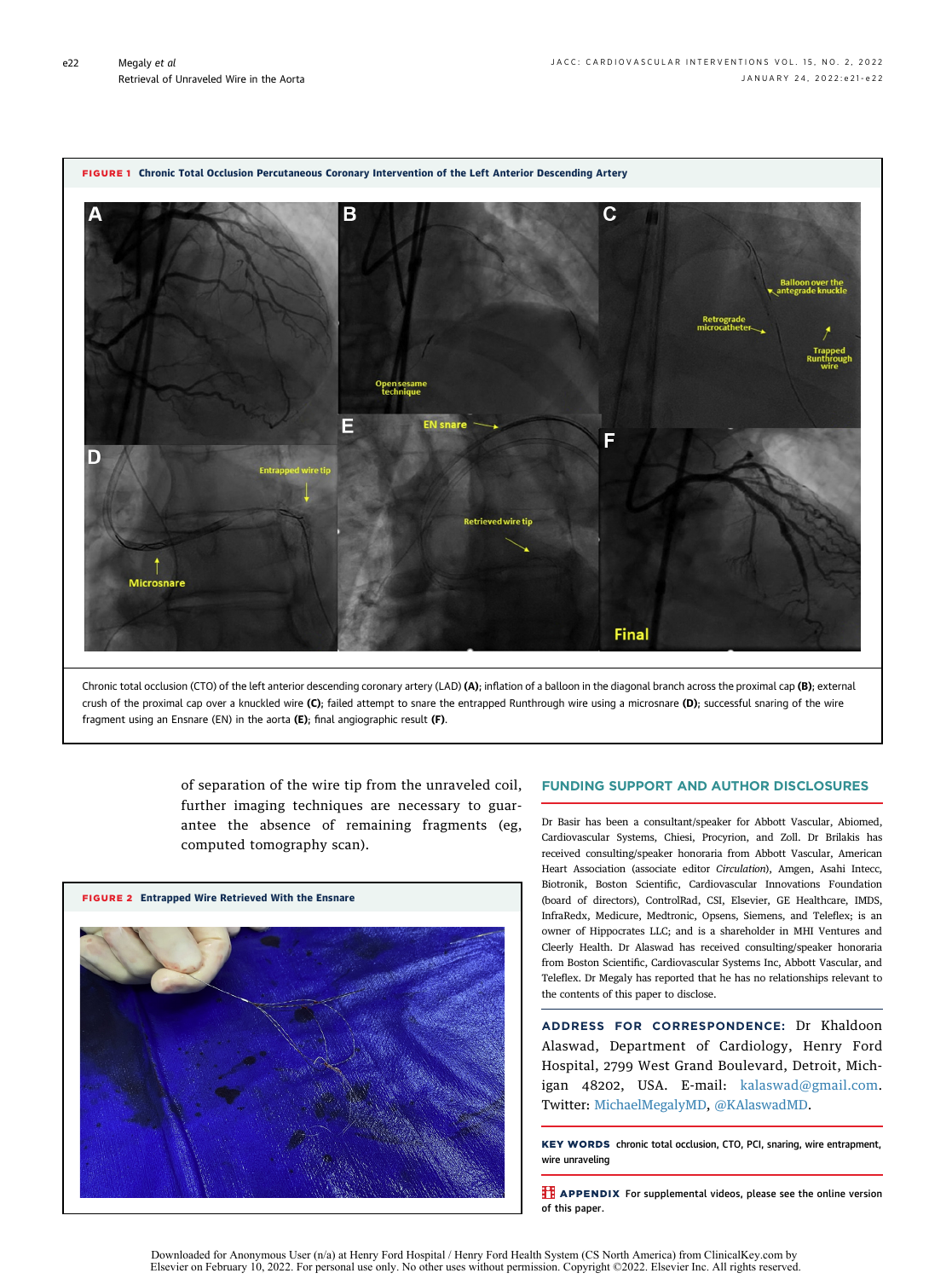**FIGURE 1** Chronic Total Occlusion Percutaneous Coronary Intervention of the Left Anterior Descending Artery

A

B

Open sesame technique

C

Balloon over the antegrade knuckle

Retrograde microcatheter

Trapped Runthrough wire

D

Entrapped wire tip

Microsnare

E

EN snare

Retrieved wire tip

F

Final

Chronic total occlusion (CTO) of the left anterior descending coronary artery (LAD) **(A)**; inflation of a balloon in the diagonal branch across the proximal cap **(B)**; external crush of the proximal cap over a knuckled wire **(C)**; failed attempt to snare the entrapped Runthrough wire using a microsnare **(D)**; successful snaring of the wire fragment using an Ensnare (EN) in the aorta **(E)**; final angiographic result **(F)**.

of separation of the wire tip from the unraveled coil, further imaging techniques are necessary to guarantee the absence of remaining fragments (eg, computed tomography scan).

**FIGURE 2** Entrapped Wire Retrieved With the Ensnare

## FUNDING SUPPORT AND AUTHOR DISCLOSURES

Dr Basir has been a consultant/speaker for Abbott Vascular, Abiomed, Cardiovascular Systems, Chiesi, Procyrion, and Zoll. Dr Brilakis has received consulting/speaker honoraria from Abbott Vascular, American Heart Association (associate editor *Circulation*), Amgen, Asahi Intecc, Biotronik, Boston Scientific, Cardiovascular Innovations Foundation (board of directors), ControlRad, CSI, Elsevier, GE Healthcare, IMDS, InfraRedx, Medicure, Medtronic, Opsens, Siemens, and Teleflex; is an owner of Hippocrates LLC; and is a shareholder in MHI Ventures and Cleerly Health. Dr Alaswad has received consulting/speaker honoraria from Boston Scientific, Cardiovascular Systems Inc, Abbott Vascular, and Teleflex. Dr Megaly has reported that he has no relationships relevant to the contents of this paper to disclose.

**ADDRESS FOR CORRESPONDENCE:** Dr Khaldoon Alaswad, Department of Cardiology, Henry Ford Hospital, 2799 West Grand Boulevard, Detroit, Michigan 48202, USA. E-mail: kalaswad@gmail.com. Twitter: MichaelMegalyMD, @KAlaswadMD.

**KEY WORDS** chronic total occlusion, CTO, PCI, snaring, wire entrapment, wire unraveling

**APPENDIX** For supplemental videos, please see the online version of this paper.